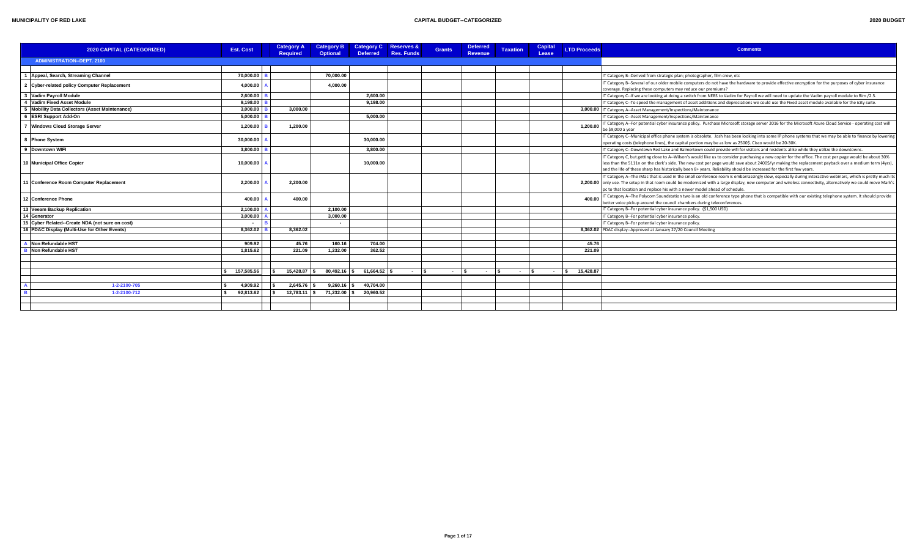**MUNICIPALITY OF RED LAKE** — **CAPITAL BUDGET--CATEGORIZED** — **2020 BUDGET**

| | 2020 CAPITAL (CATEGORIZED) | Est. Cost | | Category A Required | Category B Optional | Category C Deferred | Reserves & Res. Funds | Grants | Deferred Revenue | Taxation | Capital Lease | LTD Proceeds | Comments |
|---|---|---|---|---|---|---|---|---|---|---|---|---|---|
| | **ADMINISTRATION--DEPT. 2100** | | | | | | | | | | | | |
| 1 | Appeal, Search, Streaming Channel | 70,000.00 | B | | 70,000.00 | | | | | | | | IT Category B--Derived from strategic plan; photographer, film crew, etc |
| 2 | Cyber-related policy Computer Replacement | 4,000.00 | A | | 4,000.00 | | | | | | | | IT Category B--Several of our older mobile computers do not have the hardware to provide effective encryption for the purposes of cyber insurance coverage. Replacing these computers may reduce our premiums? |
| 3 | Vadim Payroll Module | 2,600.00 | B | | | 2,600.00 | | | | | | | IT Category C--If we are looking at doing a switch from NEBS to Vadim for Payroll we will need to update the Vadim payroll module to Rim /2.5. |
| 4 | Vadim Fixed Asset Module | 9,198.00 | B | | | 9,198.00 | | | | | | | IT Category C--To speed the management of asset additions and depreciations we could use the Fixed asset module available for the icity suite. |
| 5 | Mobility Data Collectors (Asset Maintenance) | 3,000.00 | B | 3,000.00 | | | | | | | | 3,000.00 | IT Category A--Asset Management/Inspections/Maintenance |
| 6 | ESRI Support Add-On | 5,000.00 | B | | | 5,000.00 | | | | | | | IT Category C--Asset Management/Inspections/Maintenance |
| 7 | Windows Cloud Storage Server | 1,200.00 | B | 1,200.00 | | | | | | | | 1,200.00 | IT Category A--For potential cyber insurance policy. Purchase Microsoft storage server 2016 for the Microsoft Azure Cloud Service - operating cost will be $9,000 a year |
| 8 | Phone System | 30,000.00 | A | | | 30,000.00 | | | | | | | IT Category C--Municipal office phone system is obsolete. Josh has been looking into some IP phone systems that we may be able to finance by lowering operating costs (telephone lines), the capital portion may be as low as 2500$. Cisco would be 20-30K. |
| 9 | Downtown WIFI | 3,800.00 | B | | | 3,800.00 | | | | | | | IT Category C--Downtown Red Lake and Balmertown could provide wifi for visitors and residents alike while they utilize the downtowns. |
| 10 | Municipal Office Copier | 10,000.00 | A | | | 10,000.00 | | | | | | | IT Category C, but getting close to A--Wilson's would like us to consider purchasing a new copier for the office. The cost per page would be about 30% less than the 5111n on the clerk's side. The new cost per page would save about 2400$/yr making the replacement payback over a medium term (4yrs), and the life of these sharp has historically been 8+ years. Reliability should be increased for the first few years. |
| 11 | Conference Room Computer Replacement | 2,200.00 | A | 2,200.00 | | | | | | | | 2,200.00 | IT Category A--The iMac that is used in the small conference room is embarrassingly slow, especially during interactive webinars, which is pretty much its only use. The setup in that room could be modernized with a large display, new computer and wireless connectivity, alternatively we could move Mark's pc to that location and replace his with a newer model ahead of schedule. |
| 12 | Conference Phone | 400.00 | A | 400.00 | | | | | | | | 400.00 | IT Category A--The Polycom Soundstation two is an old conference type phone that is compatible with our existing telephone system. It should provide better voice pickup around the council chambers during teleconferences. |
| 13 | Veeam Backup Replication | 2,100.00 | A | | 2,100.00 | | | | | | | | IT Category B--For potential cyber insurance policy. ($1,500 USD) |
| 14 | Generator | 3,000.00 | A | | 3,000.00 | | | | | | | | IT Category B--For potential cyber insurance policy. |
| 15 | Cyber Related--Create NDA (not sure on cost) | - | B | | - | | | | | | | | IT Category B--For potential cyber insurance policy. |
| 16 | PDAC Display (Multi-Use for Other Events) | 8,362.02 | B | 8,362.02 | | | | | | | | 8,362.02 | PDAC display--Approved at January 27/20 Council Meeting |
| | | | | | | | | | | | | | |
| A | Non Refundable HST | 909.92 | | 45.76 | 160.16 | 704.00 | | | | | | 45.76 | |
| B | Non Refundable HST | 1,815.62 | | 221.09 | 1,232.00 | 362.52 | | | | | | 221.09 | |
| | | | | | | | | | | | | | |
| | | $ 157,585.56 | | $ 15,428.87 | $ 80,492.16 | $ 61,664.52 | $ - | $ - | $ - | $ - | $ - | $ 15,428.87 | |
| | | | | | | | | | | | | | |
| A | 1-2-2100-705 | $ 4,909.92 | | $ 2,645.76 | $ 9,260.16 | $ 40,704.00 | | | | | | | |
| B | 1-2-2100-712 | $ 92,813.62 | | $ 12,783.11 | $ 71,232.00 | $ 20,960.52 | | | | | | | |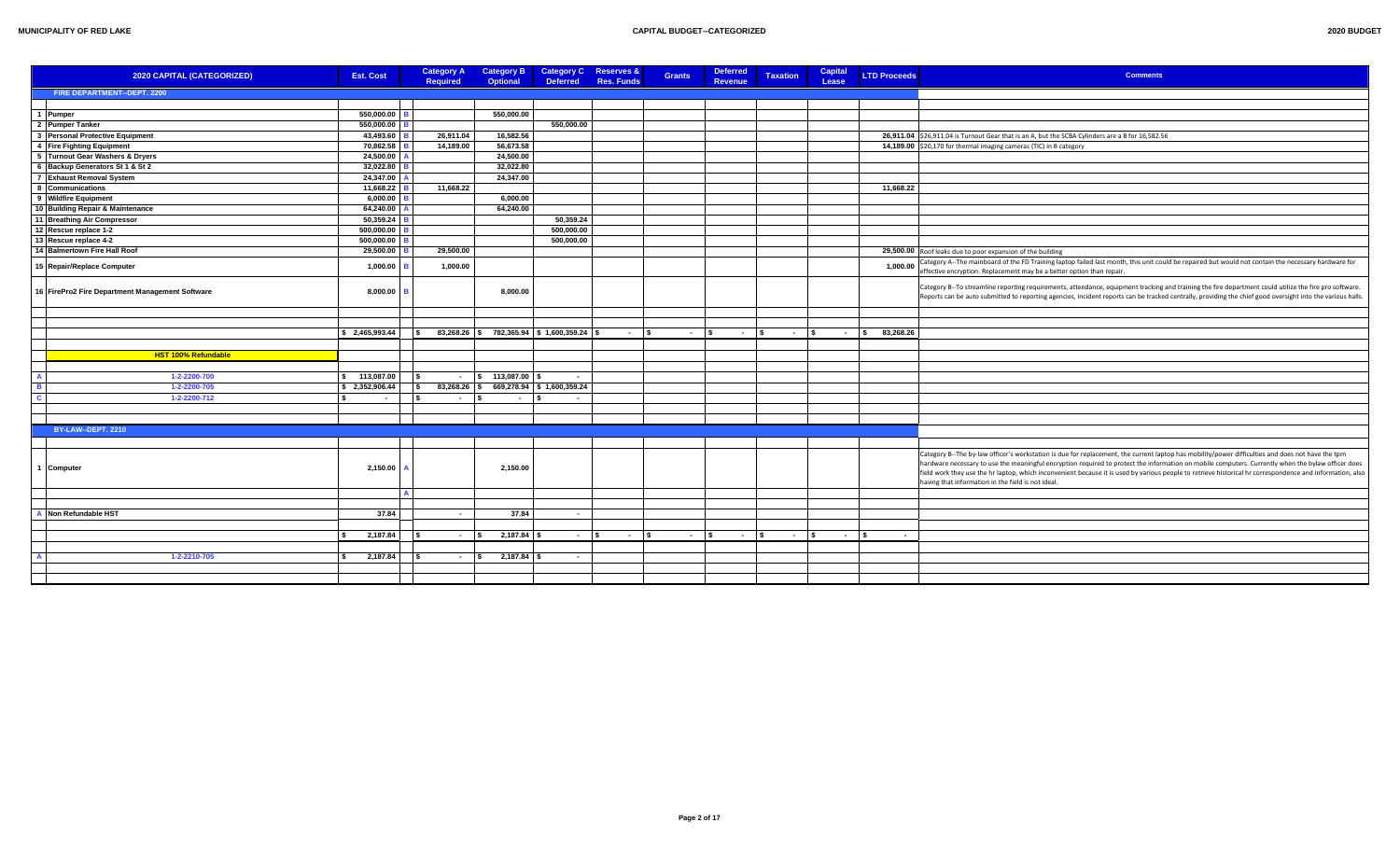MUNICIPALITY OF RED LAKE — CAPITAL BUDGET--CATEGORIZED — 2020 BUDGET

| | 2020 CAPITAL (CATEGORIZED) | Est. Cost | | Category A Required | Category B Optional | Category C Deferred | Reserves & Res. Funds | Grants | Deferred Revenue | Taxation | Capital Lease | LTD Proceeds | Comments |
|---|---|---|---|---|---|---|---|---|---|---|---|---|---|
| | **FIRE DEPARTMENT--DEPT. 2200** | | | | | | | | | | | | |
| 1 | Pumper | 550,000.00 | B | | 550,000.00 | | | | | | | | |
| 2 | Pumper Tanker | 550,000.00 | B | | | 550,000.00 | | | | | | | |
| 3 | Personal Protective Equipment | 43,493.60 | B | 26,911.04 | 16,582.56 | | | | | | | 26,911.04 | $26,911.04 is Turnout Gear that is an A, but the SCBA Cylinders are a B for 16,582.56 |
| 4 | Fire Fighting Equipment | 70,862.58 | B | 14,189.00 | 56,673.58 | | | | | | | 14,189.00 | $20,170 for thermal imaging cameras (TIC) in B category |
| 5 | Turnout Gear Washers & Dryers | 24,500.00 | A | | 24,500.00 | | | | | | | | |
| 6 | Backup Generators St 1 & St 2 | 32,022.80 | B | | 32,022.80 | | | | | | | | |
| 7 | Exhaust Removal System | 24,347.00 | A | | 24,347.00 | | | | | | | | |
| 8 | Communications | 11,668.22 | B | 11,668.22 | | | | | | | | 11,668.22 | |
| 9 | Wildfire Equipment | 6,000.00 | B | | 6,000.00 | | | | | | | | |
| 10 | Building Repair & Maintenance | 64,240.00 | A | | 64,240.00 | | | | | | | | |
| 11 | Breathing Air Compressor | 50,359.24 | B | | | 50,359.24 | | | | | | | |
| 12 | Rescue replace 1-2 | 500,000.00 | B | | | 500,000.00 | | | | | | | |
| 13 | Rescue replace 4-2 | 500,000.00 | B | | | 500,000.00 | | | | | | | |
| 14 | Balmertown Fire Hall Roof | 29,500.00 | B | 29,500.00 | | | | | | | | 29,500.00 | Roof leaks due to poor expansion of the building |
| 15 | Repair/Replace Computer | 1,000.00 | B | 1,000.00 | | | | | | | | 1,000.00 | Category A--The mainboard of the FD Training laptop failed last month, this unit could be repaired but would not contain the necessary hardware for effective encryption. Replacement may be a better option than repair. |
| 16 | FirePro2 Fire Department Management Software | 8,000.00 | B | | 8,000.00 | | | | | | | | Category B--To streamline reporting requirements, attendance, equipment tracking and training the fire department could utilize the fire pro software. Reports can be auto submitted to reporting agencies, incident reports can be tracked centrally, providing the chief good oversight into the various halls. |
| | | $ 2,465,993.44 | | $ 83,268.26 | $ 782,365.94 | $ 1,600,359.24 | $ - | $ - | $ - | $ - | $ - | $ 83,268.26 | |
| | **HST 100% Refundable** | | | | | | | | | | | | |
| A | 1-2-2200-700 | $ 113,087.00 | | $ - | $ 113,087.00 | $ - | | | | | | | |
| B | 1-2-2200-705 | $ 2,352,906.44 | | $ 83,268.26 | $ 669,278.94 | $ 1,600,359.24 | | | | | | | |
| C | 1-2-2200-712 | $ - | | $ - | $ - | $ - | | | | | | | |
| | **BY-LAW--DEPT. 2210** | | | | | | | | | | | | |
| 1 | Computer | 2,150.00 | A | | 2,150.00 | | | | | | | | Category B--The by-law officer's workstation is due for replacement, the current laptop has mobility/power difficulties and does not have the tpm hardware necessary to use the meaningful encryption required to protect the information on mobile computers. Currently when the bylaw officer does field work they use the hr laptop, which inconvenient because it is used by various people to retrieve historical hr correspondence and information, also having that information in the field is not ideal. |
| | | | A | | | | | | | | | | |
| A | Non Refundable HST | 37.84 | | - | 37.84 | - | | | | | | | |
| | | $ 2,187.84 | | $ - | $ 2,187.84 | $ - | $ - | $ - | $ - | $ - | $ - | $ - | |
| A | 1-2-2210-705 | $ 2,187.84 | | $ - | $ 2,187.84 | $ - | | | | | | | |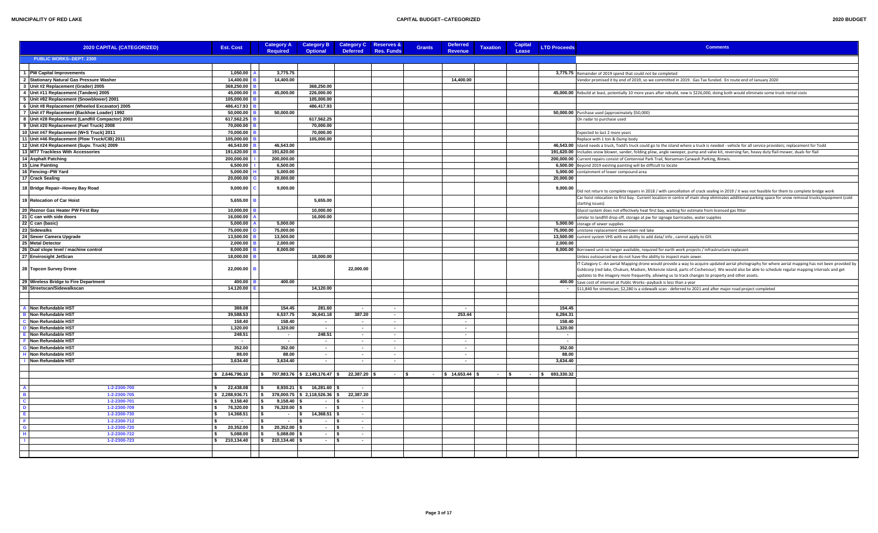| 2020 CAPITAL (CATEGORIZED) | Est. Cost | | Category A Required | Category B Optional | Category C Deferred | Reserves & Res. Funds | Grants | Deferred Revenue | Taxation | Capital Lease | LTD Proceeds | Comments |
|---|---|---|---|---|---|---|---|---|---|---|---|---|
| **PUBLIC WORKS--DEPT. 2300** | | | | | | | | | | | | |
| 1 PW Capital Improvements | 1,050.00 | A | 3,775.75 | | | | | | | | 3,775.75 | Remainder of 2019 spend that could not be completed |
| 2 Stationary Natural Gas Pressure Washer | 14,400.00 | B | 14,400.00 | | | | | 14,400.00 | | | | Vendor promised it by end of 2019, so we committed in 2019. Gas Tax funded. En route end of January 2020 |
| 3 Unit #2 Replacement (Grader) 2005 | 368,250.00 | B | | 368,250.00 | | | | | | | | |
| 4 Unit #11 Replacement (Tandem) 2005 | 45,000.00 | B | 45,000.00 | 226,000.00 | | | | | | | 45,000.00 | Rebuild at least, potentially 10 more years after rebuild, new is $226,000, doing both would eliminate some truck rental costs |
| 5 Unit #82 Replacement (Snowblower) 2001 | 105,000.00 | B | | 105,000.00 | | | | | | | | |
| 6 Unit #8 Replacement (Wheeled Excavator) 2005 | 486,417.93 | B | | 486,417.93 | | | | | | | | |
| 7 Unit #7 Replacement (Backhoe Loader) 1992 | 50,000.00 | B | 50,000.00 | | | | | | | | 50,000.00 | Purchase used (approximately $50,000) |
| 8 Unit #28 Replacement (Landfill Compactor) 2003 | 617,562.25 | B | | 617,562.25 | | | | | | | | On radar to purchase used |
| 9 Unit #20 Replacement (Fuel Truck) 2008 | 70,000.00 | B | | 70,000.00 | | | | | | | | |
| 10 Unit #47 Replacement (W+S Truck) 2011 | 70,000.00 | B | | 70,000.00 | | | | | | | | Expected to last 2 more years |
| 11 Unit #46 Replacement (Plow Truck/CIB) 2011 | 105,000.00 | B | | 105,000.00 | | | | | | | | Replace with 1 ton & Dump body |
| 12 Unit #24 Replacement (Supv. Truck) 2009 | 46,543.00 | B | 46,543.00 | | | | | | | | 46,543.00 | Island needs a truck, Todd's truck could go to the island where a truck is needed - vehicle for all service providers; replacement for Todd |
| 13 MT7 Trackless With Accessories | 191,620.00 | B | 191,620.00 | | | | | | | | 191,620.00 | Includes snow blower, sander, folding plow, angle sweeper, pump and valve kit, reversing fan, heavy duty flail mower, duals for flail |
| 14 Asphalt Patching | 200,000.00 | I | 200,000.00 | | | | | | | | 200,000.00 | Current repairs consist of Centennial Park Trail, Norseman Carwash Parking, Brewis. |
| 15 Line Painting | 6,500.00 | I | 6,500.00 | | | | | | | | 6,500.00 | Beyond 2019 existing painting will be difficult to locate |
| 16 Fencing--PW Yard | 5,000.00 | H | 5,000.00 | | | | | | | | 5,000.00 | containment of lower compound area |
| 17 Crack Sealing | 20,000.00 | G | 20,000.00 | | | | | | | | 20,000.00 | |
| 18 Bridge Repair--Howey Bay Road | 9,000.00 | C | 9,000.00 | | | | | | | | 9,000.00 | Did not return to complete repairs in 2018 / with cancellation of crack sealing in 2019 / it was not feasible for them to complete bridge work |
| 19 Relocation of Car Hoist | 5,655.00 | B | | 5,655.00 | | | | | | | | Car hoist relocation to first bay. Current location in centre of main shop eliminates additional parking space for snow removal trucks/equipment (cold starting issues) |
| 20 Reznor Gas Heater PW First Bay | 10,000.00 | B | | 10,000.00 | | | | | | | | Glycol system does not effectively heat first bay, waiting for estimate from licensed gas fitter |
| 21 C can with side doors | 16,000.00 | A | | 16,000.00 | | | | | | | | similar to landfill drop off, storage at pw for signage barricades, water supplies |
| 22 C can (basic) | 5,000.00 | A | 5,000.00 | | | | | | | | 5,000.00 | storage of sewer supplies |
| 23 Sidewalks | 75,000.00 | D | 75,000.00 | | | | | | | | 75,000.00 | unistone replacement downtown red lake |
| 24 Sewer Camera Upgrade | 13,500.00 | B | 13,500.00 | | | | | | | | 13,500.00 | current system VHS with no ability to add data/ info , cannot apply to GIS |
| 25 Metal Detector | 2,000.00 | B | 2,000.00 | | | | | | | | 2,000.00 | |
| 26 Dual slope level / machine control | 8,000.00 | B | 8,000.00 | | | | | | | | 8,000.00 | Borrowed unit no longer available, required for earth work projects / infrastructure replacent |
| 27 Envirosight JetScan | 18,000.00 | B | | 18,000.00 | | | | | | | | Unless outsourced we do not have the ability to inspect main sewer. |
| 28 Topcon Survey Drone | 22,000.00 | B | | | 22,000.00 | | | | | | | IT Category C--An aerial Mapping drone would provide a way to acquire updated aerial photography for where aerial mapping has not been provided by Goldcorp (red lake, Chukuni, Madsen, Mckenzie island, parts of Cochenour). We would also be able to schedule regular mapping intervals and get updates to the imagery more frequently, allowing us to track changes to property and other assets. |
| 29 Wireless Bridge to Fire Department | 400.00 | B | 400.00 | | | | | | | | 400.00 | Save cost of internet at Public Works--payback is less than a year |
| 30 Streetscan/Sidewalkscan | 14,120.00 | E | | 14,120.00 | | | | | | | - | $11,840 for streetscan; $2,280 is a sidewalk scan - deferred to 2021 and after major road project completed |
| | | | | | | | | | | | | |
| A Non Refundable HST | 388.08 | | 154.45 | 281.60 | - | - | | - | | | 154.45 | |
| B Non Refundable HST | 39,588.53 | | 6,537.75 | 36,641.18 | 387.20 | - | | 253.44 | | | 6,284.31 | |
| C Non Refundable HST | 158.40 | | 158.40 | - | - | - | | - | | | 158.40 | |
| D Non Refundable HST | 1,320.00 | | 1,320.00 | - | - | - | | - | | | 1,320.00 | |
| E Non Refundable HST | 248.51 | | - | 248.51 | - | - | | - | | | - | |
| F Non Refundable HST | - | | - | - | - | - | | - | | | - | |
| G Non Refundable HST | 352.00 | | 352.00 | - | - | - | | - | | | 352.00 | |
| H Non Refundable HST | 88.00 | | 88.00 | - | - | - | | - | | | 88.00 | |
| I Non Refundable HST | 3,634.40 | | 3,634.40 | - | - | - | | - | | | 3,634.40 | |
| | | | | | | | | | | | | |
| | $ 2,646,796.10 | | $ 707,983.76 | $ 2,149,176.47 | $ 22,387.20 | $ - | $ - | $ 14,653.44 | $ - | $ - | $ 693,330.32 | |
| | | | | | | | | | | | | |
| A 1-2-2300-700 | $ 22,438.08 | | $ 8,930.21 | $ 16,281.60 | $ - | | | | | | | |
| B 1-2-2300-705 | $ 2,288,936.71 | | $ 378,000.75 | $ 2,118,526.36 | $ 22,387.20 | | | | | | | |
| C 1-2-2300-701 | $ 9,158.40 | | $ 9,158.40 | $ - | $ - | | | | | | | |
| D 1-2-2300-709 | $ 76,320.00 | | $ 76,320.00 | $ - | $ - | | | | | | | |
| E 1-2-2300-730 | $ 14,368.51 | | $ - | $ 14,368.51 | $ - | | | | | | | |
| F 1-2-2300-712 | $ - | | $ - | $ - | $ - | | | | | | | |
| G 1-2-2300-720 | $ 20,352.00 | | $ 20,352.00 | $ - | $ - | | | | | | | |
| H 1-2-2300-722 | $ 5,088.00 | | $ 5,088.00 | $ - | $ - | | | | | | | |
| I 1-2-2300-723 | $ 210,134.40 | | $ 210,134.40 | $ - | $ - | | | | | | | |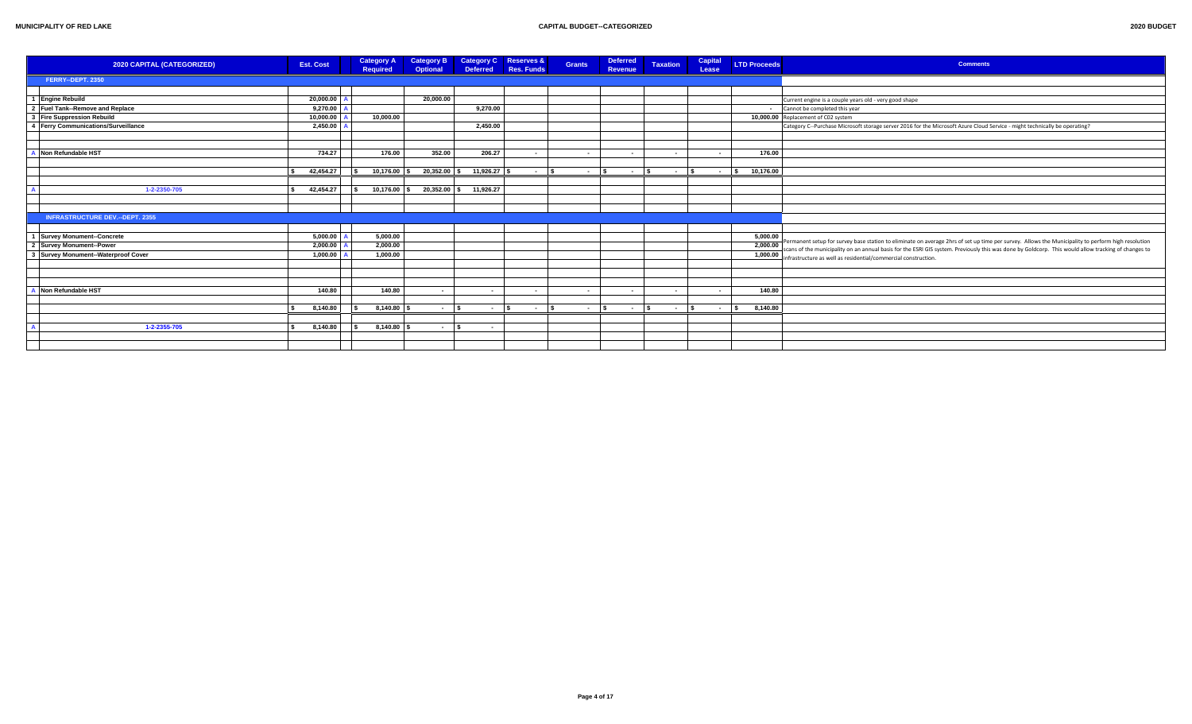**MUNICIPALITY OF RED LAKE** — **CAPITAL BUDGET--CATEGORIZED** — **2020 BUDGET**

| | 2020 CAPITAL (CATEGORIZED) | Est. Cost | | Category A Required | Category B Optional | Category C Deferred | Reserves & Res. Funds | Grants | Deferred Revenue | Taxation | Capital Lease | LTD Proceeds | Comments |
|---|---|---|---|---|---|---|---|---|---|---|---|---|---|
| | **FERRY--DEPT. 2350** | | | | | | | | | | | | |
| 1 | Engine Rebuild | 20,000.00 | A | | 20,000.00 | | | | | | | | Current engine is a couple years old - very good shape |
| 2 | Fuel Tank--Remove and Replace | 9,270.00 | A | | | 9,270.00 | | | | | | - | Cannot be completed this year |
| 3 | Fire Suppression Rebuild | 10,000.00 | A | 10,000.00 | | | | | | | | 10,000.00 | Replacement of CO2 system |
| 4 | Ferry Communications/Surveillance | 2,450.00 | A | | | 2,450.00 | | | | | | | Category C--Purchase Microsoft storage server 2016 for the Microsoft Azure Cloud Service - might technically be operating? |
| A | Non Refundable HST | 734.27 | | 176.00 | 352.00 | 206.27 | - | - | - | - | - | 176.00 | |
| | | $ 42,454.27 | | $ 10,176.00 | $ 20,352.00 | $ 11,926.27 | $ - | $ - | $ - | $ - | $ - | $ 10,176.00 | |
| A | 1-2-2350-705 | $ 42,454.27 | | $ 10,176.00 | $ 20,352.00 | $ 11,926.27 | | | | | | | |
| | **INFRASTRUCTURE DEV.--DEPT. 2355** | | | | | | | | | | | | |
| 1 | Survey Monument--Concrete | 5,000.00 | A | 5,000.00 | | | | | | | | 5,000.00 | Permanent setup for survey base station to eliminate on average 2hrs of set up time per survey. Allows the Municipality to perform high resolution scans of the municipality on an annual basis for the ESRI GIS system. Previously this was done by Goldcorp. This would allow tracking of changes to infrastructure as well as residential/commercial construction. |
| 2 | Survey Monument--Power | 2,000.00 | A | 2,000.00 | | | | | | | | 2,000.00 | |
| 3 | Survey Monument--Waterproof Cover | 1,000.00 | A | 1,000.00 | | | | | | | | 1,000.00 | |
| A | Non Refundable HST | 140.80 | | 140.80 | - | - | - | - | - | - | - | 140.80 | |
| | | $ 8,140.80 | | $ 8,140.80 | $ - | $ - | $ - | $ - | $ - | $ - | $ - | $ 8,140.80 | |
| A | 1-2-2355-705 | $ 8,140.80 | | $ 8,140.80 | $ - | $ - | | | | | | | |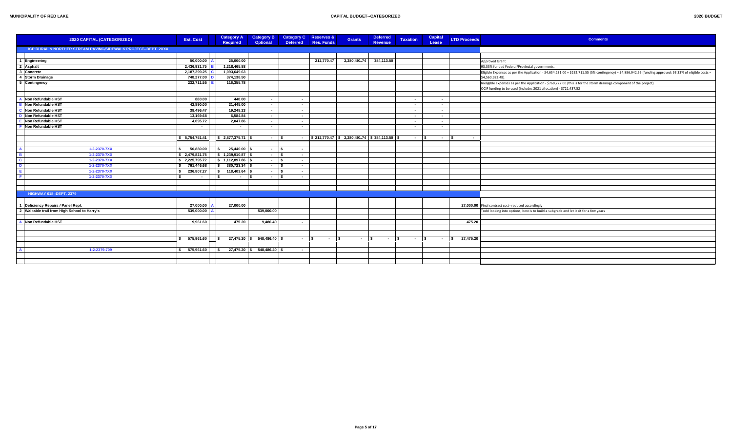| 2020 CAPITAL (CATEGORIZED) | | Est. Cost | | Category A Required | Category B Optional | Category C Deferred | Reserves & Res. Funds | Grants | Deferred Revenue | Taxation | Capital Lease | LTD Proceeds | Comments |
|---|---|---|---|---|---|---|---|---|---|---|---|---|---|
| | ICP RURAL & NORTHER STREAM PAVING/SIDEWALK PROJECT--DEPT. 2XXX | | | | | | | | | | | | |
| 1 | Engineering | 50,000.00 | A | 25,000.00 | | | 212,770.47 | 2,280,491.74 | 384,113.50 | | | | Approved Grant |
| 2 | Asphalt | 2,436,931.75 | B | 1,218,465.88 | | | | | | | | | 93.33% funded Federal/Provincial governments. |
| 3 | Concrete | 2,187,299.25 | C | 1,093,649.63 | | | | | | | | | Eligible Expenses as per the Application - $4,654,231.00 + $232,711.55 (5% contingency) = $4,886,942.55 (funding approved: 93.33% of eligible costs = $4,560,983.48). |
| 4 | Storm Drainage | 748,277.00 | D | 374,138.50 | | | | | | | | | Ineligible Expenses as per the Application - $768,227.00 (this is for the storm drainage component of the project) |
| 5 | Contingency | 232,711.55 | E | 116,355.78 | | | | | | | | | OCIF funding to be used (includes 2021 allocation) - $721,437.52 |
| A | Non Refundable HST | 880.00 | | 440.00 | - | - | | | | - | - | | |
| B | Non Refundable HST | 42,890.00 | | 21,445.00 | - | - | | | | - | - | | |
| C | Non Refundable HST | 38,496.47 | | 19,248.23 | - | - | | | | - | - | | |
| D | Non Refundable HST | 13,169.68 | | 6,584.84 | - | - | | | | - | - | | |
| E | Non Refundable HST | 4,095.72 | | 2,047.86 | - | - | | | | - | - | | |
| F | Non Refundable HST | - | | - | - | - | | | | - | - | | |
| | | $ 5,754,751.41 | | $ 2,877,375.71 | $ - | $ - | $ 212,770.47 | $ 2,280,491.74 | $ 384,113.50 | $ - | $ - | $ - | |
| A | 1-2-2370-7XX | $ 50,880.00 | | $ 25,440.00 | $ - | $ - | | | | | | | |
| B | 1-2-2370-7XX | $ 2,479,821.75 | | $ 1,239,910.87 | $ - | $ - | | | | | | | |
| C | 1-2-2370-7XX | $ 2,225,795.72 | | $ 1,112,897.86 | $ - | $ - | | | | | | | |
| D | 1-2-2370-7XX | $ 761,446.68 | | $ 380,723.34 | $ - | $ - | | | | | | | |
| E | 1-2-2370-7XX | $ 236,807.27 | | $ 118,403.64 | $ - | $ - | | | | | | | |
| F | 1-2-2370-7XX | $ - | | $ - | $ - | $ - | | | | | | | |
| | HIGHWAY 618--DEPT. 2379 | | | | | | | | | | | | |
| 1 | Deficiency Repairs / Panel Repl. | 27,000.00 | A | 27,000.00 | | | | | | | | 27,000.00 | Final contract cost--reduced accordingly |
| 2 | Walkable trail from High School to Harry's | 539,000.00 | A | | 539,000.00 | | | | | | | | Todd looking into options, best is to build a subgrade and let it sit for a few years |
| A | Non Refundable HST | 9,961.60 | | 475.20 | 9,486.40 | - | | | | | | 475.20 | |
| | | $ 575,961.60 | | $ 27,475.20 | $ 548,486.40 | $ - | $ - | $ - | $ - | $ - | $ - | $ 27,475.20 | |
| A | 1-2-2379-709 | $ 575,961.60 | | $ 27,475.20 | $ 548,486.40 | $ - | | | | | | | |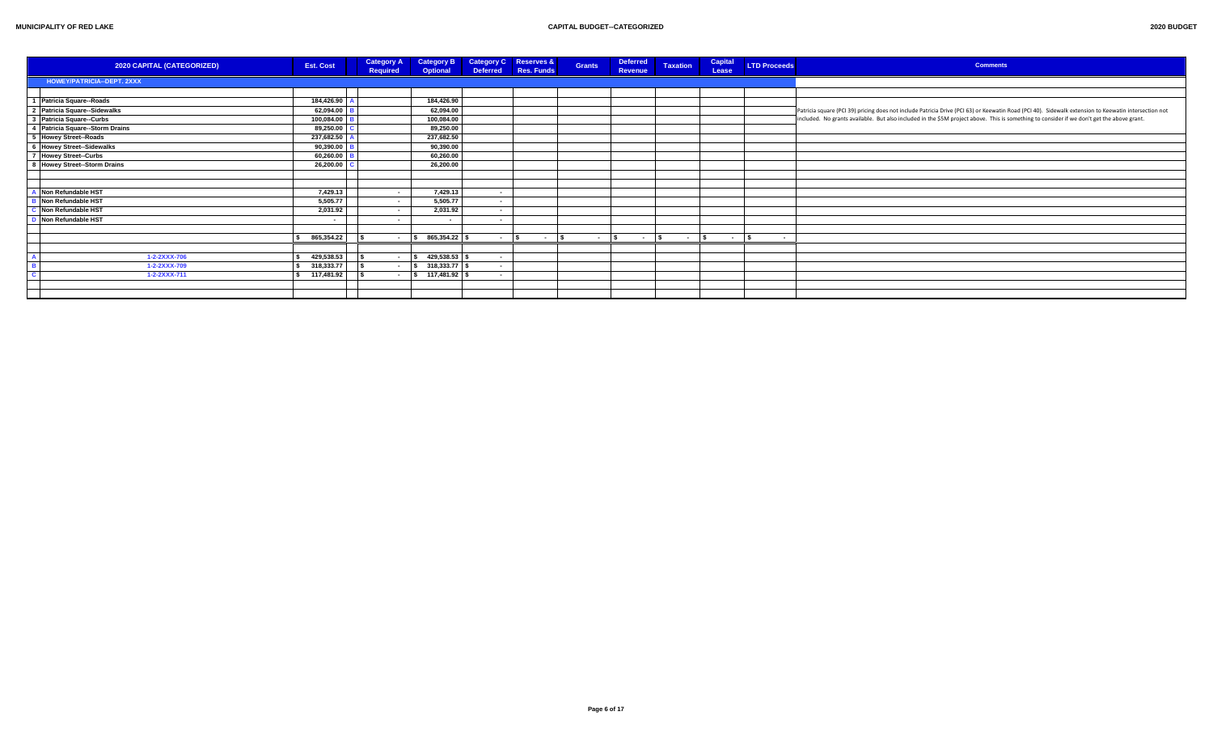**MUNICIPALITY OF RED LAKE** | **CAPITAL BUDGET--CATEGORIZED** | **2020 BUDGET**

| | 2020 CAPITAL (CATEGORIZED) | Est. Cost | | Category A Required | Category B Optional | Category C Deferred | Reserves & Res. Funds | Grants | Deferred Revenue | Taxation | Capital Lease | LTD Proceeds | Comments |
|---|---|---|---|---|---|---|---|---|---|---|---|---|---|
| | HOWEY/PATRICIA--DEPT. 2XXX | | | | | | | | | | | | |
| 1 | Patricia Square--Roads | 184,426.90 | A | | 184,426.90 | | | | | | | | |
| 2 | Patricia Square--Sidewalks | 62,094.00 | B | | 62,094.00 | | | | | | | | Patricia square (PCI 39) pricing does not include Patricia Drive (PCI 63) or Keewatin Road (PCI 40). Sidewalk extension to Keewatin intersection not included. No grants available. But also included in the $5M project above. This is something to consider if we don't get the above grant. |
| 3 | Patricia Square--Curbs | 100,084.00 | B | | 100,084.00 | | | | | | | | |
| 4 | Patricia Square--Storm Drains | 89,250.00 | C | | 89,250.00 | | | | | | | | |
| 5 | Howey Street--Roads | 237,682.50 | A | | 237,682.50 | | | | | | | | |
| 6 | Howey Street--Sidewalks | 90,390.00 | B | | 90,390.00 | | | | | | | | |
| 7 | Howey Street--Curbs | 60,260.00 | B | | 60,260.00 | | | | | | | | |
| 8 | Howey Street--Storm Drains | 26,200.00 | C | | 26,200.00 | | | | | | | | |
| A | Non Refundable HST | 7,429.13 | | - | 7,429.13 | - | | | | | | | |
| B | Non Refundable HST | 5,505.77 | | - | 5,505.77 | - | | | | | | | |
| C | Non Refundable HST | 2,031.92 | | - | 2,031.92 | - | | | | | | | |
| D | Non Refundable HST | - | | - | - | - | | | | | | | |
| | | $ 865,354.22 | | $ - | $ 865,354.22 | $ - | $ - | $ - | $ - | $ - | $ - | $ - | |
| A | 1-2-2XXX-706 | $ 429,538.53 | | $ - | $ 429,538.53 | $ - | | | | | | | |
| B | 1-2-2XXX-709 | $ 318,333.77 | | $ - | $ 318,333.77 | $ - | | | | | | | |
| C | 1-2-2XXX-711 | $ 117,481.92 | | $ - | $ 117,481.92 | $ - | | | | | | | |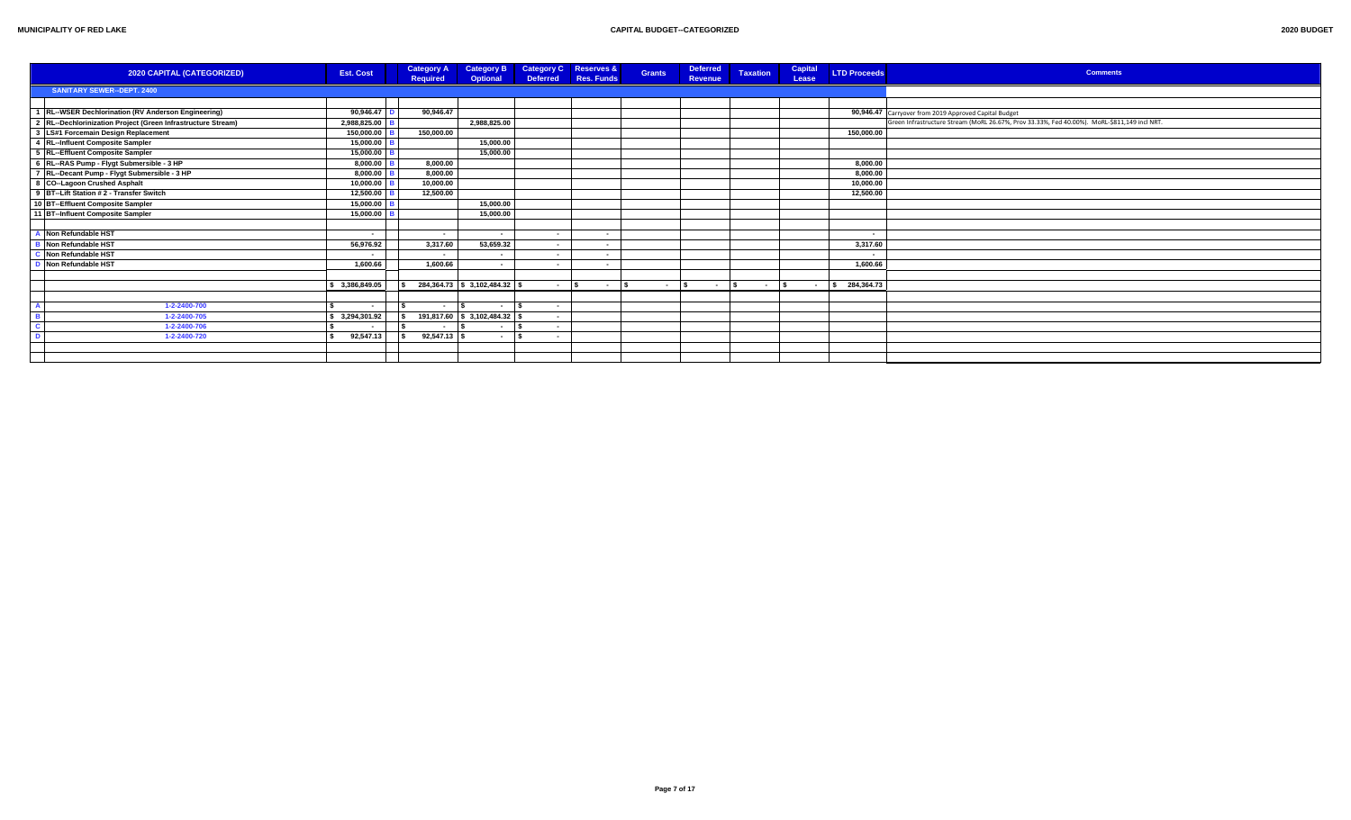| | 2020 CAPITAL (CATEGORIZED) | Est. Cost | | Category A Required | Category B Optional | Category C Deferred | Reserves & Res. Funds | Grants | Deferred Revenue | Taxation | Capital Lease | LTD Proceeds | Comments |
|---|---|---|---|---|---|---|---|---|---|---|---|---|---|
| | **SANITARY SEWER--DEPT. 2400** | | | | | | | | | | | | |
| | | | | | | | | | | | | | |
| 1 | RL--WSER Dechlorination (RV Anderson Engineering) | 90,946.47 | D | 90,946.47 | | | | | | | | 90,946.47 | Carryover from 2019 Approved Capital Budget |
| 2 | RL--Dechlorinization Project (Green Infrastructure Stream) | 2,988,825.00 | B | | 2,988,825.00 | | | | | | | | Green Infrastructure Stream (MoRL 26.67%, Prov 33.33%, Fed 40.00%). MoRL-$811,149 incl NRT. |
| 3 | LS#1 Forcemain Design Replacement | 150,000.00 | B | 150,000.00 | | | | | | | | 150,000.00 | |
| 4 | RL--Influent Composite Sampler | 15,000.00 | B | | 15,000.00 | | | | | | | | |
| 5 | RL--Effluent Composite Sampler | 15,000.00 | B | | 15,000.00 | | | | | | | | |
| 6 | RL--RAS Pump - Flygt Submersible - 3 HP | 8,000.00 | B | 8,000.00 | | | | | | | | 8,000.00 | |
| 7 | RL--Decant Pump - Flygt Submersible - 3 HP | 8,000.00 | B | 8,000.00 | | | | | | | | 8,000.00 | |
| 8 | CO--Lagoon Crushed Asphalt | 10,000.00 | B | 10,000.00 | | | | | | | | 10,000.00 | |
| 9 | BT--Lift Station # 2 - Transfer Switch | 12,500.00 | B | 12,500.00 | | | | | | | | 12,500.00 | |
| 10 | BT--Effluent Composite Sampler | 15,000.00 | B | | 15,000.00 | | | | | | | | |
| 11 | BT--Influent Composite Sampler | 15,000.00 | B | | 15,000.00 | | | | | | | | |
| | | | | | | | | | | | | | |
| A | Non Refundable HST | - | | - | - | - | - | | | | | - | |
| B | Non Refundable HST | 56,976.92 | | 3,317.60 | 53,659.32 | - | - | | | | | 3,317.60 | |
| C | Non Refundable HST | - | | - | - | - | - | | | | | - | |
| D | Non Refundable HST | 1,600.66 | | 1,600.66 | - | - | - | | | | | 1,600.66 | |
| | | | | | | | | | | | | | |
| | | $ 3,386,849.05 | | $ 284,364.73 | $ 3,102,484.32 | $ - | $ - | $ - | $ - | $ - | $ - | $ 284,364.73 | |
| | | | | | | | | | | | | | |
| A | 1-2-2400-700 | $ - | | $ - | $ - | $ - | | | | | | | |
| B | 1-2-2400-705 | $ 3,294,301.92 | | $ 191,817.60 | $ 3,102,484.32 | $ - | | | | | | | |
| C | 1-2-2400-706 | $ - | | $ - | $ - | $ - | | | | | | | |
| D | 1-2-2400-720 | $ 92,547.13 | | $ 92,547.13 | $ - | $ - | | | | | | | |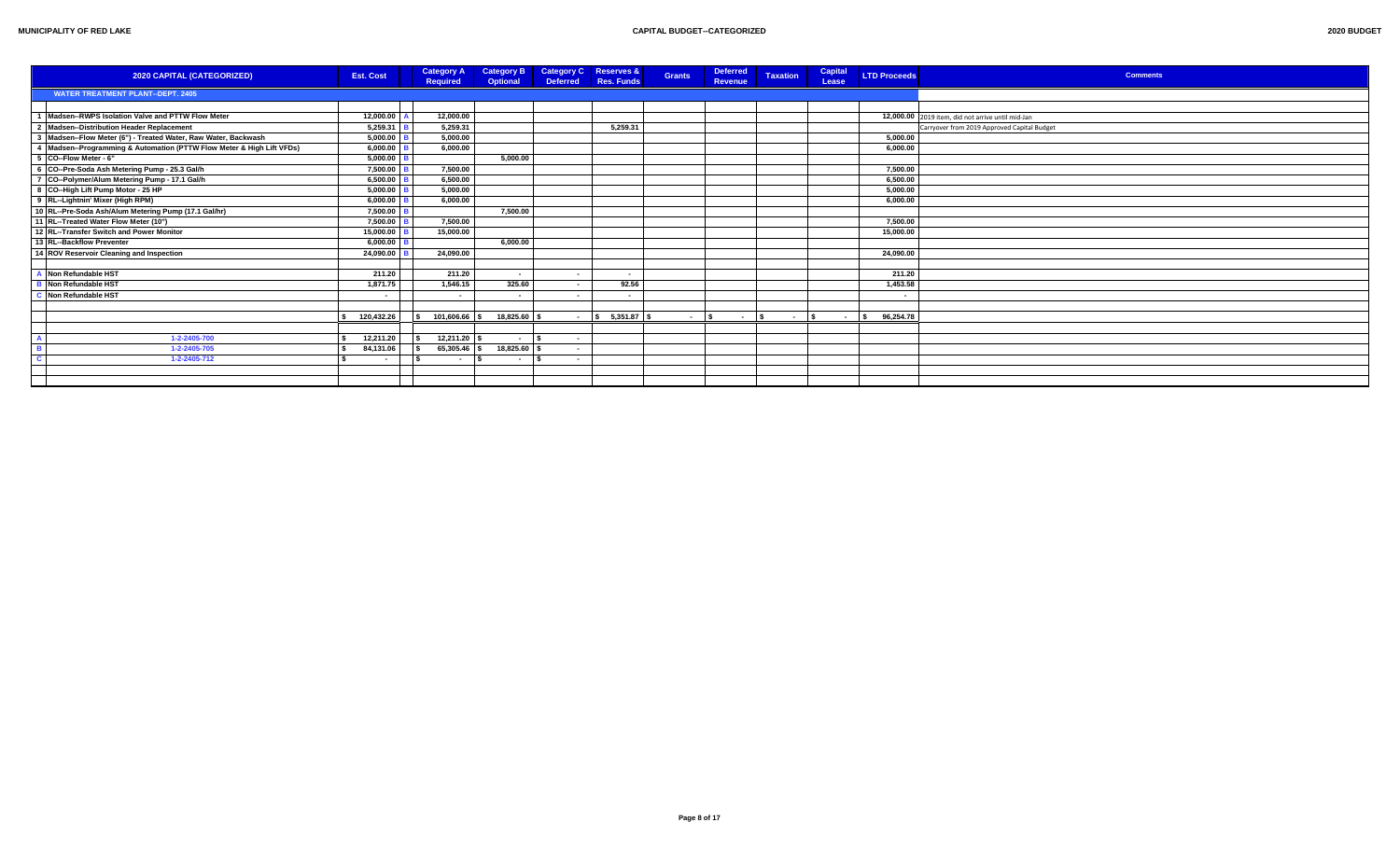MUNICIPALITY OF RED LAKE

CAPITAL BUDGET--CATEGORIZED

2020 BUDGET

| | 2020 CAPITAL (CATEGORIZED) | Est. Cost | | Category A Required | Category B Optional | Category C Deferred | Reserves & Res. Funds | Grants | Deferred Revenue | Taxation | Capital Lease | LTD Proceeds | Comments |
|---|---|---|---|---|---|---|---|---|---|---|---|---|---|
| | **WATER TREATMENT PLANT--DEPT. 2405** | | | | | | | | | | | | |
| 1 | Madsen--RWPS Isolation Valve and PTTW Flow Meter | 12,000.00 | A | 12,000.00 | | | | | | | | 12,000.00 | 2019 item, did not arrive until mid-Jan |
| 2 | Madsen--Distribution Header Replacement | 5,259.31 | B | 5,259.31 | | | 5,259.31 | | | | | | Carryover from 2019 Approved Capital Budget |
| 3 | Madsen--Flow Meter (6") - Treated Water, Raw Water, Backwash | 5,000.00 | B | 5,000.00 | | | | | | | | 5,000.00 | |
| 4 | Madsen--Programming & Automation (PTTW Flow Meter & High Lift VFDs) | 6,000.00 | B | 6,000.00 | | | | | | | | 6,000.00 | |
| 5 | CO--Flow Meter - 6" | 5,000.00 | B | | 5,000.00 | | | | | | | | |
| 6 | CO--Pre-Soda Ash Metering Pump - 25.3 Gal/h | 7,500.00 | B | 7,500.00 | | | | | | | | 7,500.00 | |
| 7 | CO--Polymer/Alum Metering Pump - 17.1 Gal/h | 6,500.00 | B | 6,500.00 | | | | | | | | 6,500.00 | |
| 8 | CO--High Lift Pump Motor - 25 HP | 5,000.00 | B | 5,000.00 | | | | | | | | 5,000.00 | |
| 9 | RL--Lightnin' Mixer (High RPM) | 6,000.00 | B | 6,000.00 | | | | | | | | 6,000.00 | |
| 10 | RL--Pre-Soda Ash/Alum Metering Pump (17.1 Gal/hr) | 7,500.00 | B | | 7,500.00 | | | | | | | | |
| 11 | RL--Treated Water Flow Meter (10") | 7,500.00 | B | 7,500.00 | | | | | | | | 7,500.00 | |
| 12 | RL--Transfer Switch and Power Monitor | 15,000.00 | B | 15,000.00 | | | | | | | | 15,000.00 | |
| 13 | RL--Backflow Preventer | 6,000.00 | B | | 6,000.00 | | | | | | | | |
| 14 | ROV Reservoir Cleaning and Inspection | 24,090.00 | B | 24,090.00 | | | | | | | | 24,090.00 | |
| A | Non Refundable HST | 211.20 | | 211.20 | - | - | - | | | | | 211.20 | |
| B | Non Refundable HST | 1,871.75 | | 1,546.15 | 325.60 | - | 92.56 | | | | | 1,453.58 | |
| C | Non Refundable HST | - | | - | - | - | - | | | | | - | |
| | | $ 120,432.26 | | $ 101,606.66 | $ 18,825.60 | $ - | $ 5,351.87 | $ - | $ - | $ - | $ - | $ 96,254.78 | |
| A | 1-2-2405-700 | $ 12,211.20 | | $ 12,211.20 | $ - | $ - | | | | | | | |
| B | 1-2-2405-705 | $ 84,131.06 | | $ 65,305.46 | $ 18,825.60 | $ - | | | | | | | |
| C | 1-2-2405-712 | $ - | | $ - | $ - | $ - | | | | | | | |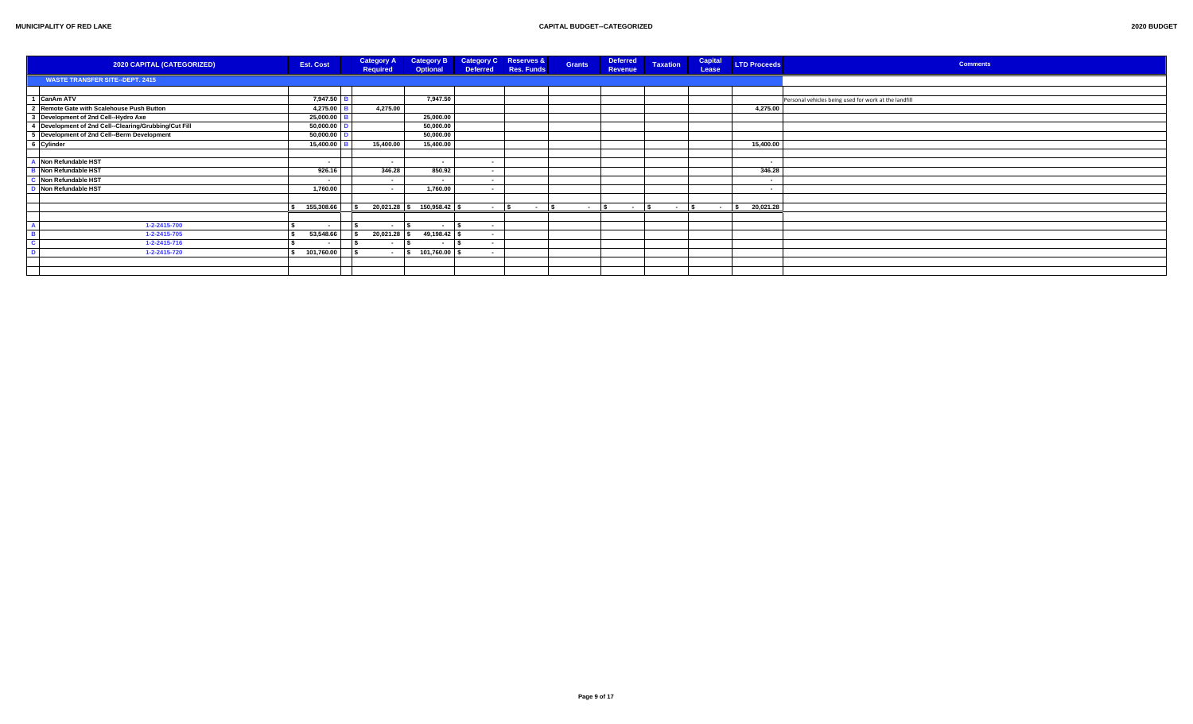| | 2020 CAPITAL (CATEGORIZED) | Est. Cost | | Category A Required | Category B Optional | Category C Deferred | Reserves & Res. Funds | Grants | Deferred Revenue | Taxation | Capital Lease | LTD Proceeds | Comments |
|---|---|---|---|---|---|---|---|---|---|---|---|---|---|
| | **WASTE TRANSFER SITE--DEPT. 2415** | | | | | | | | | | | | |
| | | | | | | | | | | | | | |
| 1 | CanAm ATV | 7,947.50 | B | | 7,947.50 | | | | | | | | Personal vehicles being used for work at the landfill |
| 2 | Remote Gate with Scalehouse Push Button | 4,275.00 | B | 4,275.00 | | | | | | | | 4,275.00 | |
| 3 | Development of 2nd Cell--Hydro Axe | 25,000.00 | B | | 25,000.00 | | | | | | | | |
| 4 | Development of 2nd Cell--Clearing/Grubbing/Cut Fill | 50,000.00 | D | | 50,000.00 | | | | | | | | |
| 5 | Development of 2nd Cell--Berm Development | 50,000.00 | D | | 50,000.00 | | | | | | | | |
| 6 | Cylinder | 15,400.00 | B | 15,400.00 | 15,400.00 | | | | | | | 15,400.00 | |
| | | | | | | | | | | | | | |
| A | Non Refundable HST | - | | - | - | - | | | | | | - | |
| B | Non Refundable HST | 926.16 | | 346.28 | 850.92 | - | | | | | | 346.28 | |
| C | Non Refundable HST | - | | - | - | - | | | | | | - | |
| D | Non Refundable HST | 1,760.00 | | - | 1,760.00 | - | | | | | | - | |
| | | | | | | | | | | | | | |
| | | $ 155,308.66 | | $ 20,021.28 | $ 150,958.42 | $ - | $ - | $ - | $ - | $ - | $ - | $ 20,021.28 | |
| | | | | | | | | | | | | | |
| A | 1-2-2415-700 | $ - | | $ - | $ - | $ - | | | | | | | |
| B | 1-2-2415-705 | $ 53,548.66 | | $ 20,021.28 | $ 49,198.42 | $ - | | | | | | | |
| C | 1-2-2415-716 | $ - | | $ - | $ - | $ - | | | | | | | |
| D | 1-2-2415-720 | $ 101,760.00 | | $ - | $ 101,760.00 | $ - | | | | | | | |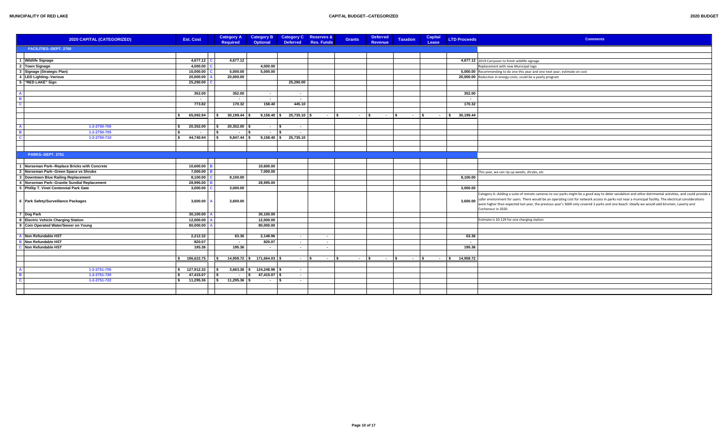**MUNICIPALITY OF RED LAKE** — **CAPITAL BUDGET--CATEGORIZED** — **2020 BUDGET**

| | 2020 CAPITAL (CATEGORIZED) | Est. Cost | | Category A Required | Category B Optional | Category C Deferred | Reserves & Res. Funds | Grants | Deferred Revenue | Taxation | Capital Lease | LTD Proceeds | Comments |
|---|---|---|---|---|---|---|---|---|---|---|---|---|---|
| | **FACILITIES--DEPT. 2750** | | | | | | | | | | | | |
| 1 | Wildlife Signage | 4,677.12 | C | 4,677.12 | | | | | | | | 4,677.12 | 2019 Carryover to finish wildlife signage |
| 2 | Town Signage | 4,000.00 | C | | 4,000.00 | | | | | | | | Replacement with new Municipal logo |
| 3 | Signage (Strategic Plan) | 10,000.00 | C | 5,000.00 | 5,000.00 | | | | | | | 5,000.00 | Recommending to do one this year and one next year; estimate on cost |
| 4 | LED Lighting--Various | 20,000.00 | A | 20,000.00 | | | | | | | | 20,000.00 | Reduction in energy costs; could be a yearly program |
| 5 | "RED LAKE" Sign | 25,290.00 | C | | | 25,290.00 | | | | | | | |
| A | | 352.00 | | 352.00 | - | - | | | | | | 352.00 | |
| B | | - | | - | - | - | | | | | | - | |
| C | | 773.82 | | 170.32 | 158.40 | 445.10 | | | | | | 170.32 | |
| | | $ 65,092.94 | | $ 30,199.44 | $ 9,158.40 | $ 25,735.10 | $ - | $ - | $ - | $ - | $ - | $ 30,199.44 | |
| A | 1-2-2750-700 | $ 20,352.00 | | $ 20,352.00 | $ - | $ - | | | | | | | |
| B | 1-2-2750-705 | $ - | | $ - | $ - | $ - | | | | | | | |
| C | 1-2-2750-710 | $ 44,740.94 | | $ 9,847.44 | $ 9,158.40 | $ 25,735.10 | | | | | | | |
| | **PARKS--DEPT. 2751** | | | | | | | | | | | | |
| 1 | Norseman Park--Replace Bricks with Concrete | 10,600.00 | B | | 10,600.00 | | | | | | | | |
| 2 | Norseman Park--Green Space vs Shrubs | 7,000.00 | B | | 7,000.00 | | | | | | | | This year, we can rip up weeds, shrubs, etc |
| 3 | Downtown Blue Railing Replacement | 8,100.00 | C | 8,100.00 | | | | | | | | 8,100.00 | |
| 4 | Norseman Park--Granite Sundial Replacement | 28,995.00 | B | | 28,995.00 | | | | | | | | |
| 5 | Phillip T. Vinet Centennial Park Gate | 3,000.00 | C | 3,000.00 | | | | | | | | 3,000.00 | |
| 6 | Park Safety/Surveillance Packages | 3,600.00 | A | 3,600.00 | | | | | | | | 3,600.00 | Category A--Adding a suite of remote cameras to our parks might be a good way to deter vandalism and other detrimental activities, and could provide a safer environment for users. There would be an operating cost for network access in parks not near a municipal facility. The electrical considerations were higher than expected last year, the previous year's 3600 only covered 2 parks and one beach. Ideally we would add kinsmen, Laverty and Cochenour in 2020. |
| 7 | Dog Park | 30,100.00 | A | | 30,100.00 | | | | | | | | |
| 8 | Electric Vehicle Charging Station | 12,000.00 | A | | 12,000.00 | | | | | | | | Estimate is 10-12K for one charging station |
| 9 | Coin Operated Water/Sewer on Young | 80,000.00 | A | | 80,000.00 | | | | | | | | |
| A | Non Refundable HST | 2,212.32 | | 63.36 | 2,148.96 | - | - | | | | | 63.36 | |
| B | Non Refundable HST | 820.07 | | - | 820.07 | - | - | | | | | - | |
| C | Non Refundable HST | 195.36 | | 195.36 | - | - | - | | | | | 195.36 | |
| | | $ 186,622.75 | | $ 14,958.72 | $ 171,664.03 | $ - | $ - | $ - | $ - | $ - | $ - | $ 14,958.72 | |
| A | 1-2-2751-705 | $ 127,912.32 | | $ 3,663.36 | $ 124,248.96 | $ - | | | | | | | |
| B | 1-2-2751-720 | $ 47,415.07 | | $ - | $ 47,415.07 | $ - | | | | | | | |
| C | 1-2-2751-722 | $ 11,295.36 | | $ 11,295.36 | $ - | $ - | | | | | | | |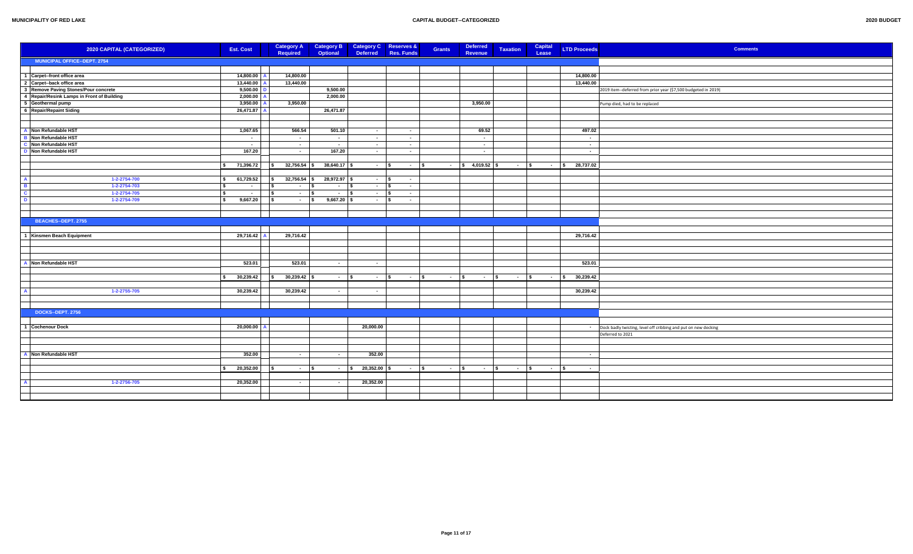| | 2020 CAPITAL (CATEGORIZED) | Est. Cost | | Category A Required | Category B Optional | Category C Deferred | Reserves & Res. Funds | Grants | Deferred Revenue | Taxation | Capital Lease | LTD Proceeds | Comments |
|---|---|---|---|---|---|---|---|---|---|---|---|---|---|
| | **MUNICIPAL OFFICE--DEPT. 2754** | | | | | | | | | | | | |
| 1 | Carpet--front office area | 14,800.00 | A | 14,800.00 | | | | | | | | 14,800.00 | |
| 2 | Carpet--back office area | 13,440.00 | A | 13,440.00 | | | | | | | | 13,440.00 | |
| 3 | Remove Paving Stones/Pour concrete | 9,500.00 | D | | 9,500.00 | | | | | | | | 2019 item--deferred from prior year ($7,500 budgeted in 2019) |
| 4 | Repair/Resink Lamps in Front of Building | 2,000.00 | A | | 2,000.00 | | | | | | | | |
| 5 | Geothermal pump | 3,950.00 | A | 3,950.00 | | | | | 3,950.00 | | | | Pump died, had to be replaced |
| 6 | Repair/Repaint Siding | 26,471.87 | A | | 26,471.87 | | | | | | | | |
| A | Non Refundable HST | 1,067.65 | | 566.54 | 501.10 | - | - | | 69.52 | | | 497.02 | |
| B | Non Refundable HST | - | | - | - | - | - | | - | | | - | |
| C | Non Refundable HST | - | | - | - | - | - | | - | | | - | |
| D | Non Refundable HST | 167.20 | | - | 167.20 | - | - | | - | | | - | |
| | | $ 71,396.72 | | $ 32,756.54 | $ 38,640.17 | $ - | $ - | $ - | $ 4,019.52 | $ - | $ - | $ 28,737.02 | |
| A | 1-2-2754-700 | $ 61,729.52 | | $ 32,756.54 | $ 28,972.97 | $ - | $ - | | | | | | |
| B | 1-2-2754-703 | $ - | | $ - | $ - | $ - | $ - | | | | | | |
| C | 1-2-2754-705 | $ - | | $ - | $ - | $ - | $ - | | | | | | |
| D | 1-2-2754-709 | $ 9,667.20 | | $ - | $ 9,667.20 | $ - | $ - | | | | | | |
| | **BEACHES--DEPT. 2755** | | | | | | | | | | | | |
| 1 | Kinsmen Beach Equipment | 29,716.42 | A | 29,716.42 | | | | | | | | 29,716.42 | |
| A | Non Refundable HST | 523.01 | | 523.01 | - | - | | | | | | 523.01 | |
| | | $ 30,239.42 | | $ 30,239.42 | $ - | $ - | $ - | $ - | $ - | $ - | $ - | $ 30,239.42 | |
| A | 1-2-2755-705 | 30,239.42 | | 30,239.42 | - | - | | | | | | 30,239.42 | |
| | **DOCKS--DEPT. 2756** | | | | | | | | | | | | |
| 1 | Cochenour Dock | 20,000.00 | A | | | 20,000.00 | | | | | | - | Dock badly twisting, level off cribbing and put on new decking |
| | | | | | | | | | | | | | Deferred to 2021 |
| A | Non Refundable HST | 352.00 | | - | - | 352.00 | | | | | | - | |
| | | $ 20,352.00 | | $ - | $ - | $ 20,352.00 | $ - | $ - | $ - | $ - | $ - | $ - | |
| A | 1-2-2756-705 | 20,352.00 | | - | - | 20,352.00 | | | | | | | |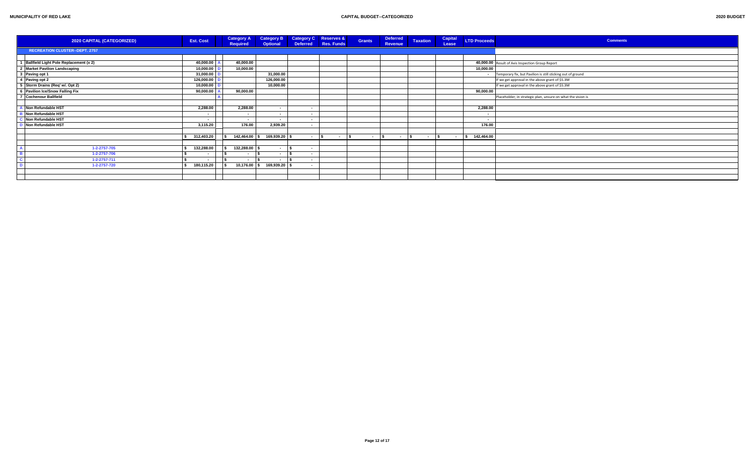MUNICIPALITY OF RED LAKE — CAPITAL BUDGET--CATEGORIZED — 2020 BUDGET

| | 2020 CAPITAL (CATEGORIZED) | Est. Cost | | Category A Required | Category B Optional | Category C Deferred | Reserves & Res. Funds | Grants | Deferred Revenue | Taxation | Capital Lease | LTD Proceeds | Comments |
|---|---|---|---|---|---|---|---|---|---|---|---|---|---|
| | **RECREATION CLUSTER--DEPT. 2757** | | | | | | | | | | | | |
| 1 | Ballfield Light Pole Replacement (x 2) | 40,000.00 | A | 40,000.00 | | | | | | | | 40,000.00 | Result of Axis Inspection Group Report |
| 2 | Market Pavilion Landscaping | 10,000.00 | D | 10,000.00 | | | | | | | | 10,000.00 | |
| 3 | Paving opt 1 | 31,000.00 | D | | 31,000.00 | | | | | | | - | Temporary fix, but Pavilion is still sticking out of ground |
| 4 | Paving opt 2 | 126,000.00 | D | | 126,000.00 | | | | | | | | If we get approval in the above grant of $5.3M |
| 5 | Storm Drains (Req' w/. Opt 2) | 10,000.00 | D | | 10,000.00 | | | | | | | | If we get approval in the above grant of $5.3M |
| 6 | Pavilion Ice/Snow Falling Fix | 90,000.00 | A | 90,000.00 | | | | | | | | 90,000.00 | |
| 7 | Cochenour Ballfield | | A | | | | | | | | | | Placeholder; in strategic plan, unsure on what the vision is |
| A | Non Refundable HST | 2,288.00 | | 2,288.00 | - | - | | | | | | 2,288.00 | |
| B | Non Refundable HST | - | | - | - | - | | | | | | - | |
| C | Non Refundable HST | - | | - | - | - | | | | | | - | |
| D | Non Refundable HST | 3,115.20 | | 176.00 | 2,939.20 | - | | | | | | 176.00 | |
| | | $ 312,403.20 | | $ 142,464.00 | $ 169,939.20 | $ - | $ - | $ - | $ - | $ - | $ - | $ 142,464.00 | |
| A | 1-2-2757-705 | $ 132,288.00 | | $ 132,288.00 | $ - | $ - | | | | | | | |
| B | 1-2-2757-706 | $ - | | $ - | $ - | $ - | | | | | | | |
| C | 1-2-2757-711 | $ - | | $ - | $ - | $ - | | | | | | | |
| D | 1-2-2757-720 | $ 180,115.20 | | $ 10,176.00 | $ 169,939.20 | $ - | | | | | | | |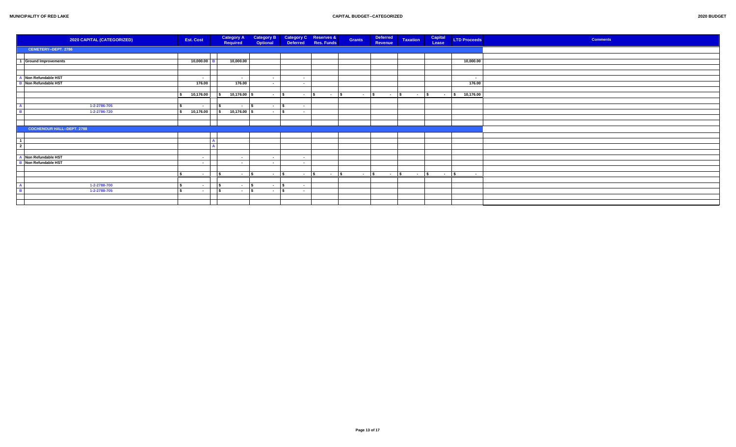| | 2020 CAPITAL (CATEGORIZED) | Est. Cost | | Category A Required | Category B Optional | Category C Deferred | Reserves & Res. Funds | Grants | Deferred Revenue | Taxation | Capital Lease | LTD Proceeds | Comments |
|---|---|---|---|---|---|---|---|---|---|---|---|---|---|
| | **CEMETERY--DEPT. 2786** | | | | | | | | | | | | |
| 1 | Ground Improvements | 10,000.00 | B | 10,000.00 | | | | | | | | 10,000.00 | |
| A | Non Refundable HST | - | | - | - | - | | | | | | - | |
| B | Non Refundable HST | 176.00 | | 176.00 | - | - | | | | | | 176.00 | |
| | | $ 10,176.00 | | $ 10,176.00 | $ - | $ - | $ - | $ - | $ - | $ - | $ - | $ 10,176.00 | |
| A | 1-2-2786-705 | $ - | | $ - | $ - | $ - | | | | | | | |
| B | 1-2-2786-720 | $ 10,176.00 | | $ 10,176.00 | $ - | $ - | | | | | | | |
| | **COCHENOUR HALL--DEPT. 2788** | | | | | | | | | | | | |
| 1 | | | A | | | | | | | | | | |
| 2 | | | A | | | | | | | | | | |
| A | Non Refundable HST | - | | - | - | - | | | | | | | |
| B | Non Refundable HST | - | | - | - | - | | | | | | | |
| | | $ - | | $ - | $ - | $ - | $ - | $ - | $ - | $ - | $ - | $ - | |
| A | 1-2-2788-700 | $ - | | $ - | $ - | $ - | | | | | | | |
| B | 1-2-2788-705 | $ - | | $ - | $ - | $ - | | | | | | | |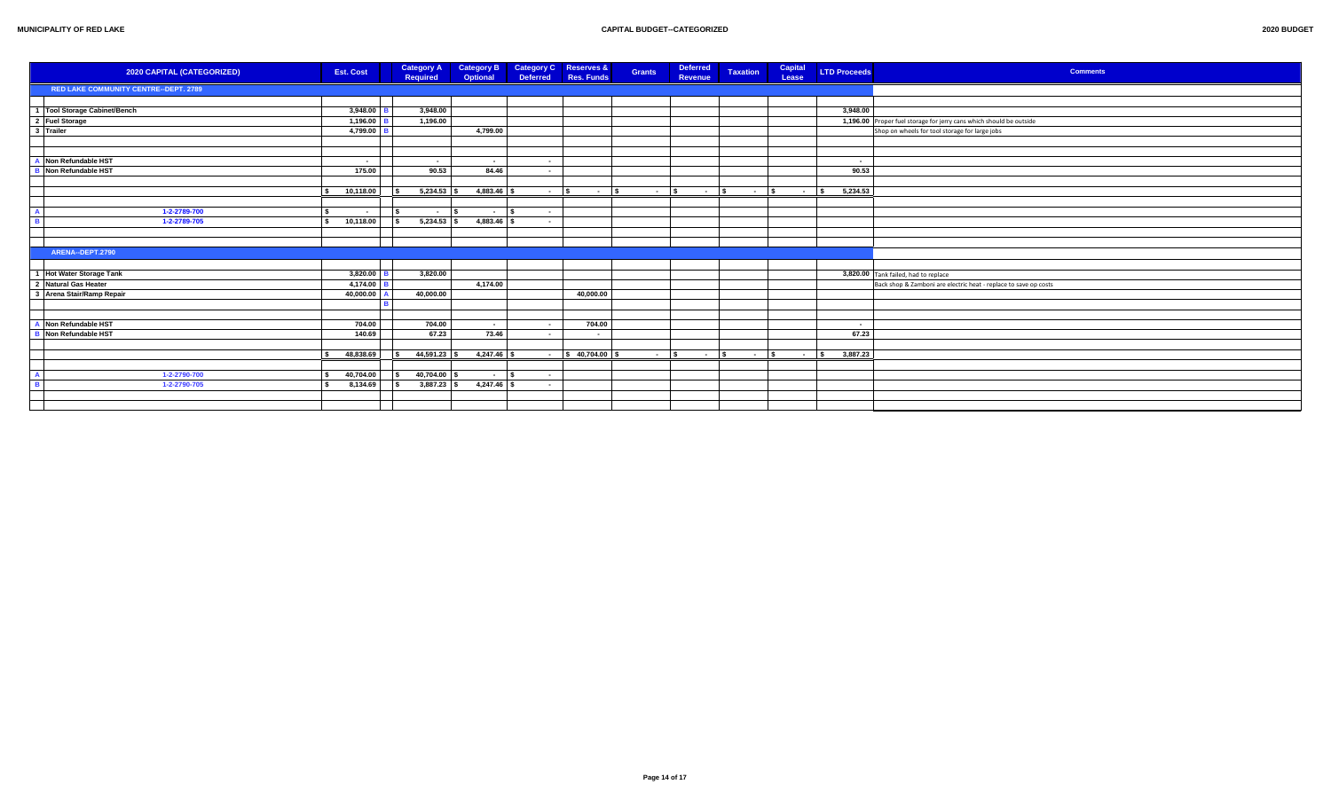| | 2020 CAPITAL (CATEGORIZED) | Est. Cost | | Category A Required | Category B Optional | Category C Deferred | Reserves & Res. Funds | Grants | Deferred Revenue | Taxation | Capital Lease | LTD Proceeds | Comments |
|---|---|---|---|---|---|---|---|---|---|---|---|---|---|
| | RED LAKE COMMUNITY CENTRE--DEPT. 2789 | | | | | | | | | | | | |
| 1 | Tool Storage Cabinet/Bench | 3,948.00 | B | 3,948.00 | | | | | | | | 3,948.00 | |
| 2 | Fuel Storage | 1,196.00 | B | 1,196.00 | | | | | | | | 1,196.00 | Proper fuel storage for jerry cans which should be outside |
| 3 | Trailer | 4,799.00 | B | | 4,799.00 | | | | | | | | Shop on wheels for tool storage for large jobs |
| A | Non Refundable HST | - | | - | - | - | | | | | | - | |
| B | Non Refundable HST | 175.00 | | 90.53 | 84.46 | - | | | | | | 90.53 | |
| | | $ 10,118.00 | | $ 5,234.53 | $ 4,883.46 | $ - | $ - | $ - | $ - | $ - | $ - | $ 5,234.53 | |
| A | 1-2-2789-700 | $ - | | $ - | $ - | $ - | | | | | | | |
| B | 1-2-2789-705 | $ 10,118.00 | | $ 5,234.53 | $ 4,883.46 | $ - | | | | | | | |
| | ARENA--DEPT.2790 | | | | | | | | | | | | |
| 1 | Hot Water Storage Tank | 3,820.00 | B | 3,820.00 | | | | | | | | 3,820.00 | Tank failed, had to replace |
| 2 | Natural Gas Heater | 4,174.00 | B | | 4,174.00 | | | | | | | | Back shop & Zamboni are electric heat - replace to save op costs |
| 3 | Arena Stair/Ramp Repair | 40,000.00 | A | 40,000.00 | | | 40,000.00 | | | | | | |
| | | | B | | | | | | | | | | |
| A | Non Refundable HST | 704.00 | | 704.00 | - | - | 704.00 | | | | | - | |
| B | Non Refundable HST | 140.69 | | 67.23 | 73.46 | - | - | | | | | 67.23 | |
| | | $ 48,838.69 | | $ 44,591.23 | $ 4,247.46 | $ - | $ 40,704.00 | $ - | $ - | $ - | $ - | $ 3,887.23 | |
| A | 1-2-2790-700 | $ 40,704.00 | | $ 40,704.00 | $ - | $ - | | | | | | | |
| B | 1-2-2790-705 | $ 8,134.69 | | $ 3,887.23 | $ 4,247.46 | $ - | | | | | | | |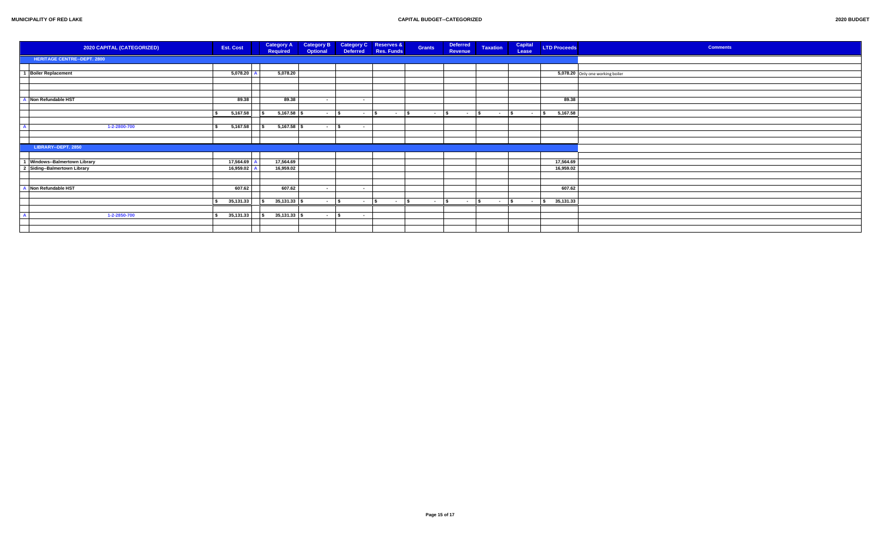MUNICIPALITY OF RED LAKE — CAPITAL BUDGET--CATEGORIZED — 2020 BUDGET

| | 2020 CAPITAL (CATEGORIZED) | Est. Cost | | Category A Required | Category B Optional | Category C Deferred | Reserves & Res. Funds | Grants | Deferred Revenue | Taxation | Capital Lease | LTD Proceeds | Comments |
|---|---|---|---|---|---|---|---|---|---|---|---|---|---|
| | **HERITAGE CENTRE--DEPT. 2800** | | | | | | | | | | | | |
| 1 | Boiler Replacement | 5,078.20 | A | 5,078.20 | | | | | | | | 5,078.20 | Only one working boiler |
| A | Non Refundable HST | 89.38 | | 89.38 | - | - | | | | | | 89.38 | |
| | | $ 5,167.58 | | $ 5,167.58 | $ - | $ - | $ - | $ - | $ - | $ - | $ - | $ 5,167.58 | |
| A | 1-2-2800-700 | $ 5,167.58 | | $ 5,167.58 | $ - | $ - | | | | | | | |
| | **LIBRARY--DEPT. 2850** | | | | | | | | | | | | |
| 1 | Windows--Balmertown Library | 17,564.69 | A | 17,564.69 | | | | | | | | 17,564.69 | |
| 2 | Siding--Balmertown Library | 16,959.02 | A | 16,959.02 | | | | | | | | 16,959.02 | |
| A | Non Refundable HST | 607.62 | | 607.62 | - | - | | | | | | 607.62 | |
| | | $ 35,131.33 | | $ 35,131.33 | $ - | $ - | $ - | $ - | $ - | $ - | $ - | $ 35,131.33 | |
| A | 1-2-2850-700 | $ 35,131.33 | | $ 35,131.33 | $ - | $ - | | | | | | | |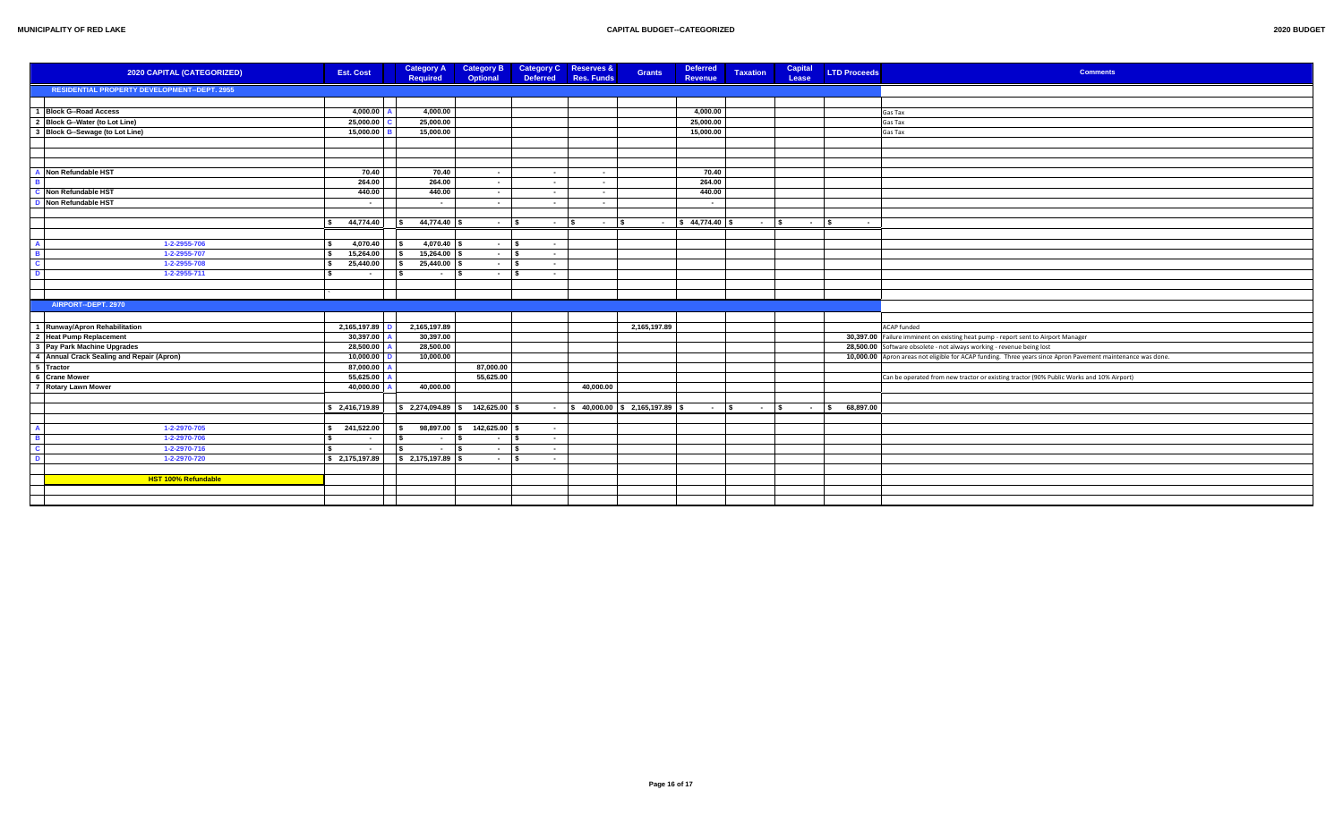| 2020 CAPITAL (CATEGORIZED) | Est. Cost | | Category A Required | Category B Optional | Category C Deferred | Reserves & Res. Funds | Grants | Deferred Revenue | Taxation | Capital Lease | LTD Proceeds | Comments |
|---|---|---|---|---|---|---|---|---|---|---|---|---|
| **RESIDENTIAL PROPERTY DEVELOPMENT--DEPT. 2955** | | | | | | | | | | | | |
| 1 Block G--Road Access | 4,000.00 | A | 4,000.00 | | | | | 4,000.00 | | | | Gas Tax |
| 2 Block G--Water (to Lot Line) | 25,000.00 | C | 25,000.00 | | | | | 25,000.00 | | | | Gas Tax |
| 3 Block G--Sewage (to Lot Line) | 15,000.00 | B | 15,000.00 | | | | | 15,000.00 | | | | Gas Tax |
| A Non Refundable HST | 70.40 | | 70.40 | - | - | - | | 70.40 | | | | |
| B | 264.00 | | 264.00 | - | - | - | | 264.00 | | | | |
| C Non Refundable HST | 440.00 | | 440.00 | - | - | - | | 440.00 | | | | |
| D Non Refundable HST | - | | - | - | - | - | | - | | | | |
| | $ 44,774.40 | | $ 44,774.40 | $ - | $ - | $ - | $ - | $ 44,774.40 | $ - | $ - | $ - | |
| A 1-2-2955-706 | $ 4,070.40 | | $ 4,070.40 | $ - | $ - | | | | | | | |
| B 1-2-2955-707 | $ 15,264.00 | | $ 15,264.00 | $ - | $ - | | | | | | | |
| C 1-2-2955-708 | $ 25,440.00 | | $ 25,440.00 | $ - | $ - | | | | | | | |
| D 1-2-2955-711 | $ - | | $ - | $ - | $ - | | | | | | | |
| **AIRPORT--DEPT. 2970** | | | | | | | | | | | | |
| 1 Runway/Apron Rehabilitation | 2,165,197.89 | D | 2,165,197.89 | | | | 2,165,197.89 | | | | | ACAP funded |
| 2 Heat Pump Replacement | 30,397.00 | A | 30,397.00 | | | | | | | | 30,397.00 | Failure imminent on existing heat pump - report sent to Airport Manager |
| 3 Pay Park Machine Upgrades | 28,500.00 | A | 28,500.00 | | | | | | | | 28,500.00 | Software obsolete - not always working - revenue being lost |
| 4 Annual Crack Sealing and Repair (Apron) | 10,000.00 | D | 10,000.00 | | | | | | | | 10,000.00 | Apron areas not eligible for ACAP funding. Three years since Apron Pavement maintenance was done. |
| 5 Tractor | 87,000.00 | A | | 87,000.00 | | | | | | | | |
| 6 Crane Mower | 55,625.00 | A | | 55,625.00 | | | | | | | | Can be operated from new tractor or existing tractor (90% Public Works and 10% Airport) |
| 7 Rotary Lawn Mower | 40,000.00 | A | 40,000.00 | | | 40,000.00 | | | | | | |
| | $ 2,416,719.89 | | $ 2,274,094.89 | $ 142,625.00 | $ - | $ 40,000.00 | $ 2,165,197.89 | $ - | $ - | $ - | $ 68,897.00 | |
| A 1-2-2970-705 | $ 241,522.00 | | $ 98,897.00 | $ 142,625.00 | $ - | | | | | | | |
| B 1-2-2970-706 | $ - | | $ - | $ - | $ - | | | | | | | |
| C 1-2-2970-716 | $ - | | $ - | $ - | $ - | | | | | | | |
| D 1-2-2970-720 | $ 2,175,197.89 | | $ 2,175,197.89 | $ - | $ - | | | | | | | |
| **HST 100% Refundable** | | | | | | | | | | | | |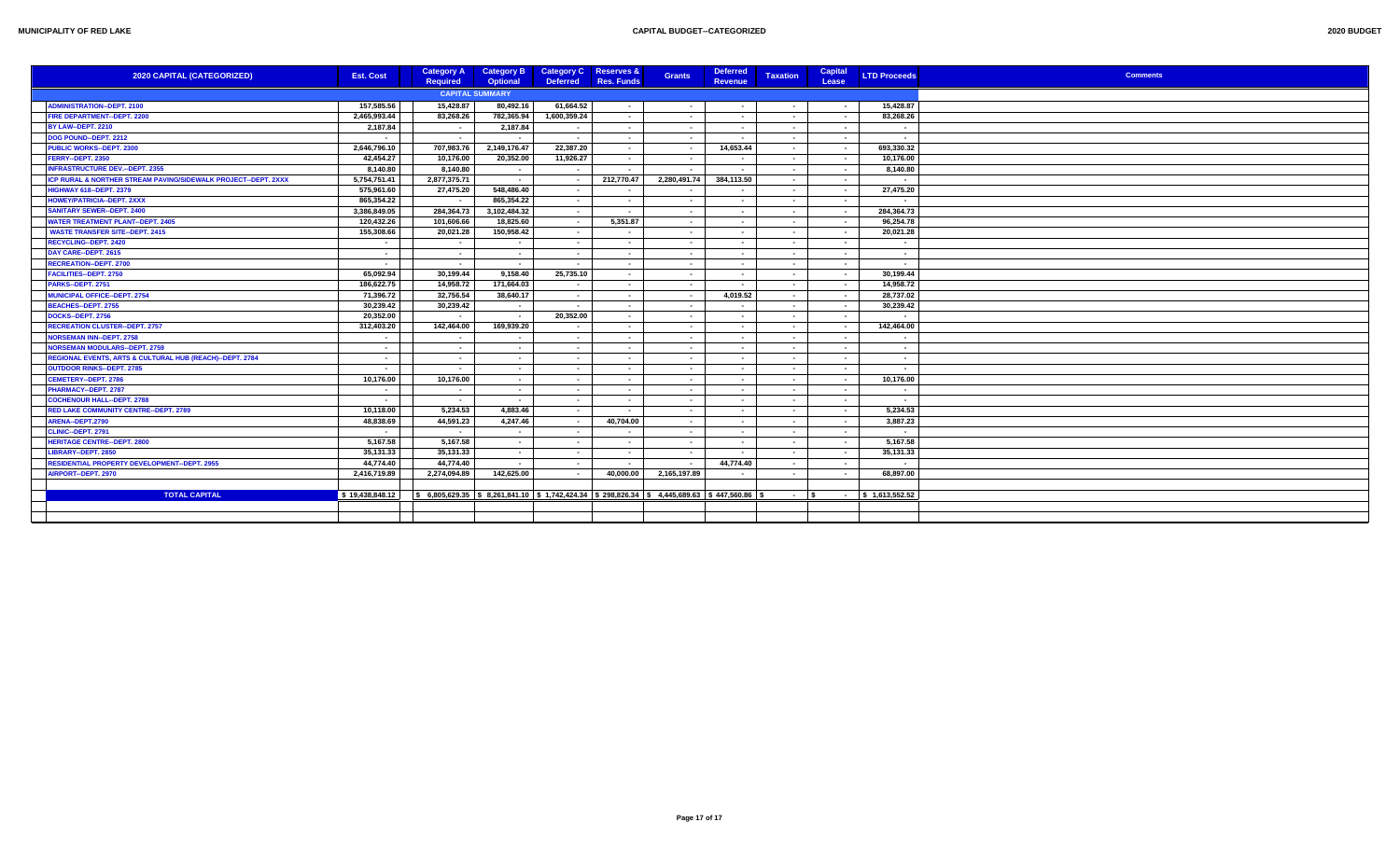MUNICIPALITY OF RED LAKE — CAPITAL BUDGET--CATEGORIZED — 2020 BUDGET

| 2020 CAPITAL (CATEGORIZED) | Est. Cost | Category A Required | Category B Optional | Category C Deferred | Reserves & Res. Funds | Grants | Deferred Revenue | Taxation | Capital Lease | LTD Proceeds | Comments |
|---|---|---|---|---|---|---|---|---|---|---|---|
| | | CAPITAL SUMMARY | | | | | | | | | |
| ADMINISTRATION--DEPT. 2100 | 157,585.56 | 15,428.87 | 80,492.16 | 61,664.52 | - | - | - | - | - | 15,428.87 | |
| FIRE DEPARTMENT--DEPT. 2200 | 2,465,993.44 | 83,268.26 | 782,365.94 | 1,600,359.24 | - | - | - | - | - | 83,268.26 | |
| BY LAW--DEPT. 2210 | 2,187.84 | - | 2,187.84 | - | - | - | - | - | - | - | |
| DOG POUND--DEPT. 2212 | - | - | - | - | - | - | - | - | - | - | |
| PUBLIC WORKS--DEPT. 2300 | 2,646,796.10 | 707,983.76 | 2,149,176.47 | 22,387.20 | - | - | 14,653.44 | - | - | 693,330.32 | |
| FERRY--DEPT. 2350 | 42,454.27 | 10,176.00 | 20,352.00 | 11,926.27 | - | - | - | - | - | 10,176.00 | |
| INFRASTRUCTURE DEV.--DEPT. 2355 | 8,140.80 | 8,140.80 | - | - | - | - | - | - | - | 8,140.80 | |
| ICP RURAL & NORTHER STREAM PAVING/SIDEWALK PROJECT--DEPT. 2XXX | 5,754,751.41 | 2,877,375.71 | - | - | 212,770.47 | 2,280,491.74 | 384,113.50 | - | - | - | |
| HIGHWAY 618--DEPT. 2379 | 575,961.60 | 27,475.20 | 548,486.40 | - | - | - | - | - | - | 27,475.20 | |
| HOWEY/PATRICIA--DEPT. 2XXX | 865,354.22 | - | 865,354.22 | - | - | - | - | - | - | - | |
| SANITARY SEWER--DEPT. 2400 | 3,386,849.05 | 284,364.73 | 3,102,484.32 | - | - | - | - | - | - | 284,364.73 | |
| WATER TREATMENT PLANT--DEPT. 2405 | 120,432.26 | 101,606.66 | 18,825.60 | - | 5,351.87 | - | - | - | - | 96,254.78 | |
| WASTE TRANSFER SITE--DEPT. 2415 | 155,308.66 | 20,021.28 | 150,958.42 | - | - | - | - | - | - | 20,021.28 | |
| RECYCLING--DEPT. 2420 | - | - | - | - | - | - | - | - | - | - | |
| DAY CARE--DEPT. 2615 | - | - | - | - | - | - | - | - | - | - | |
| RECREATION--DEPT. 2700 | - | - | - | - | - | - | - | - | - | - | |
| FACILITIES--DEPT. 2750 | 65,092.94 | 30,199.44 | 9,158.40 | 25,735.10 | - | - | - | - | - | 30,199.44 | |
| PARKS--DEPT. 2751 | 186,622.75 | 14,958.72 | 171,664.03 | - | - | - | - | - | - | 14,958.72 | |
| MUNICIPAL OFFICE--DEPT. 2754 | 71,396.72 | 32,756.54 | 38,640.17 | - | - | - | 4,019.52 | - | - | 28,737.02 | |
| BEACHES--DEPT. 2755 | 30,239.42 | 30,239.42 | - | - | - | - | - | - | - | 30,239.42 | |
| DOCKS--DEPT. 2756 | 20,352.00 | - | - | 20,352.00 | - | - | - | - | - | - | |
| RECREATION CLUSTER--DEPT. 2757 | 312,403.20 | 142,464.00 | 169,939.20 | - | - | - | - | - | - | 142,464.00 | |
| NORSEMAN INN--DEPT. 2758 | - | - | - | - | - | - | - | - | - | - | |
| NORSEMAN MODULARS--DEPT. 2759 | - | - | - | - | - | - | - | - | - | - | |
| REGIONAL EVENTS, ARTS & CULTURAL HUB (REACH)--DEPT. 2784 | - | - | - | - | - | - | - | - | - | - | |
| OUTDOOR RINKS--DEPT. 2785 | - | - | - | - | - | - | - | - | - | - | |
| CEMETERY--DEPT. 2786 | 10,176.00 | 10,176.00 | - | - | - | - | - | - | - | 10,176.00 | |
| PHARMACY--DEPT. 2787 | - | - | - | - | - | - | - | - | - | - | |
| COCHENOUR HALL--DEPT. 2788 | - | - | - | - | - | - | - | - | - | - | |
| RED LAKE COMMUNITY CENTRE--DEPT. 2789 | 10,118.00 | 5,234.53 | 4,883.46 | - | - | - | - | - | - | 5,234.53 | |
| ARENA--DEPT.2790 | 48,838.69 | 44,591.23 | 4,247.46 | - | 40,704.00 | - | - | - | - | 3,887.23 | |
| CLINIC--DEPT. 2791 | - | - | - | - | - | - | - | - | - | - | |
| HERITAGE CENTRE--DEPT. 2800 | 5,167.58 | 5,167.58 | - | - | - | - | - | - | - | 5,167.58 | |
| LIBRARY--DEPT. 2850 | 35,131.33 | 35,131.33 | - | - | - | - | - | - | - | 35,131.33 | |
| RESIDENTIAL PROPERTY DEVELOPMENT--DEPT. 2955 | 44,774.40 | 44,774.40 | - | - | - | - | 44,774.40 | - | - | - | |
| AIRPORT--DEPT. 2970 | 2,416,719.89 | 2,274,094.89 | 142,625.00 | - | 40,000.00 | 2,165,197.89 | - | - | - | 68,897.00 | |
| TOTAL CAPITAL | $ 19,438,848.12 | $ 6,805,629.35 | $ 8,261,841.10 | $ 1,742,424.34 | $ 298,826.34 | $ 4,445,689.63 | $ 447,560.86 | $ - | $ - | $ 1,613,552.52 | |